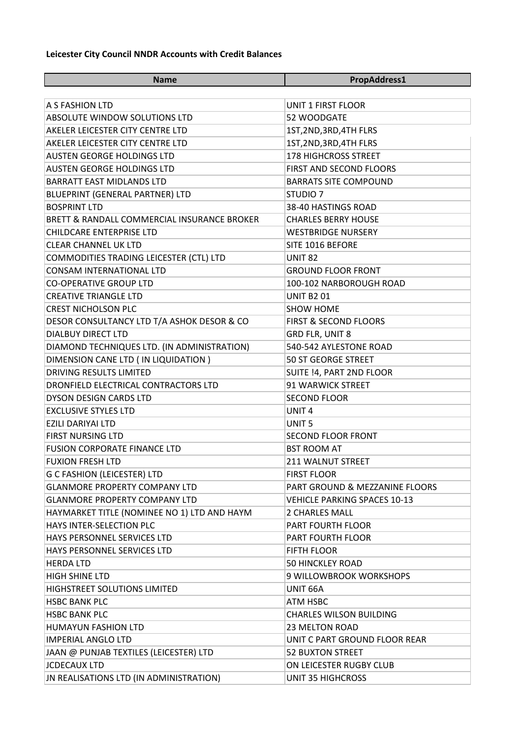**Leicester City Council NNDR Accounts with Credit Balances**

| Name | PropAddress1 |
|---|---|
| A S FASHION LTD | UNIT 1 FIRST FLOOR |
| ABSOLUTE WINDOW SOLUTIONS LTD | 52 WOODGATE |
| AKELER LEICESTER CITY CENTRE LTD | 1ST,2ND,3RD,4TH FLRS |
| AKELER LEICESTER CITY CENTRE LTD | 1ST,2ND,3RD,4TH FLRS |
| AUSTEN GEORGE HOLDINGS LTD | 178 HIGHCROSS STREET |
| AUSTEN GEORGE HOLDINGS LTD | FIRST AND SECOND FLOORS |
| BARRATT EAST MIDLANDS LTD | BARRATS SITE COMPOUND |
| BLUEPRINT (GENERAL PARTNER) LTD | STUDIO 7 |
| BOSPRINT LTD | 38-40 HASTINGS ROAD |
| BRETT & RANDALL COMMERCIAL INSURANCE BROKER | CHARLES BERRY HOUSE |
| CHILDCARE ENTERPRISE LTD | WESTBRIDGE NURSERY |
| CLEAR CHANNEL UK LTD | SITE 1016 BEFORE |
| COMMODITIES TRADING LEICESTER (CTL) LTD | UNIT 82 |
| CONSAM INTERNATIONAL LTD | GROUND FLOOR FRONT |
| CO-OPERATIVE GROUP LTD | 100-102 NARBOROUGH ROAD |
| CREATIVE TRIANGLE LTD | UNIT B2 01 |
| CREST NICHOLSON PLC | SHOW HOME |
| DESOR CONSULTANCY LTD T/A ASHOK DESOR & CO | FIRST & SECOND FLOORS |
| DIALBUY DIRECT LTD | GRD FLR, UNIT 8 |
| DIAMOND TECHNIQUES LTD. (IN ADMINISTRATION) | 540-542 AYLESTONE ROAD |
| DIMENSION CANE LTD ( IN LIQUIDATION ) | 50 ST GEORGE STREET |
| DRIVING RESULTS LIMITED | SUITE !4, PART 2ND FLOOR |
| DRONFIELD ELECTRICAL CONTRACTORS LTD | 91 WARWICK STREET |
| DYSON DESIGN CARDS LTD | SECOND FLOOR |
| EXCLUSIVE STYLES LTD | UNIT 4 |
| EZILI DARIYAI LTD | UNIT 5 |
| FIRST NURSING LTD | SECOND FLOOR FRONT |
| FUSION CORPORATE FINANCE LTD | BST ROOM AT |
| FUXION FRESH LTD | 211 WALNUT STREET |
| G C FASHION (LEICESTER) LTD | FIRST FLOOR |
| GLANMORE PROPERTY COMPANY LTD | PART GROUND & MEZZANINE FLOORS |
| GLANMORE PROPERTY COMPANY LTD | VEHICLE PARKING SPACES 10-13 |
| HAYMARKET TITLE (NOMINEE NO 1) LTD AND HAYM | 2 CHARLES MALL |
| HAYS INTER-SELECTION PLC | PART FOURTH FLOOR |
| HAYS PERSONNEL SERVICES LTD | PART FOURTH FLOOR |
| HAYS PERSONNEL SERVICES LTD | FIFTH FLOOR |
| HERDA LTD | 50 HINCKLEY ROAD |
| HIGH SHINE LTD | 9 WILLOWBROOK WORKSHOPS |
| HIGHSTREET SOLUTIONS LIMITED | UNIT 66A |
| HSBC BANK PLC | ATM HSBC |
| HSBC BANK PLC | CHARLES WILSON BUILDING |
| HUMAYUN FASHION LTD | 23 MELTON ROAD |
| IMPERIAL ANGLO LTD | UNIT C PART GROUND FLOOR REAR |
| JAAN @ PUNJAB TEXTILES (LEICESTER) LTD | 52 BUXTON STREET |
| JCDECAUX LTD | ON LEICESTER RUGBY CLUB |
| JN REALISATIONS LTD (IN ADMINISTRATION) | UNIT 35 HIGHCROSS |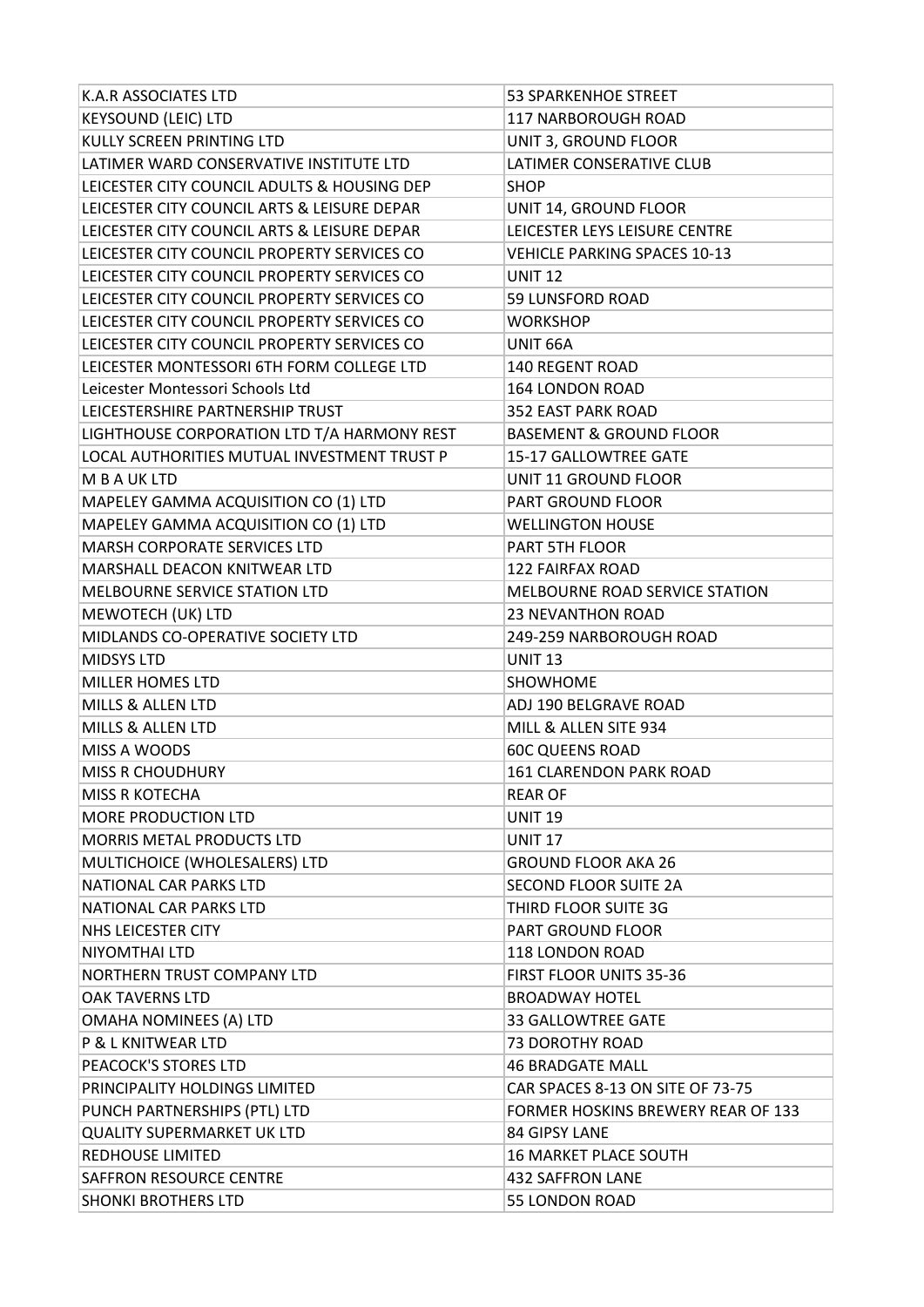| | |
|---|---|
| K.A.R ASSOCIATES LTD | 53 SPARKENHOE STREET |
| KEYSOUND (LEIC) LTD | 117 NARBOROUGH ROAD |
| KULLY SCREEN PRINTING LTD | UNIT 3, GROUND FLOOR |
| LATIMER WARD CONSERVATIVE INSTITUTE LTD | LATIMER CONSERATIVE CLUB |
| LEICESTER CITY COUNCIL ADULTS & HOUSING DEP | SHOP |
| LEICESTER CITY COUNCIL ARTS & LEISURE DEPAR | UNIT 14, GROUND FLOOR |
| LEICESTER CITY COUNCIL ARTS & LEISURE DEPAR | LEICESTER LEYS LEISURE CENTRE |
| LEICESTER CITY COUNCIL PROPERTY SERVICES CO | VEHICLE PARKING SPACES 10-13 |
| LEICESTER CITY COUNCIL PROPERTY SERVICES CO | UNIT 12 |
| LEICESTER CITY COUNCIL PROPERTY SERVICES CO | 59 LUNSFORD ROAD |
| LEICESTER CITY COUNCIL PROPERTY SERVICES CO | WORKSHOP |
| LEICESTER CITY COUNCIL PROPERTY SERVICES CO | UNIT 66A |
| LEICESTER MONTESSORI 6TH FORM COLLEGE LTD | 140 REGENT ROAD |
| Leicester Montessori Schools Ltd | 164 LONDON ROAD |
| LEICESTERSHIRE PARTNERSHIP TRUST | 352 EAST PARK ROAD |
| LIGHTHOUSE CORPORATION LTD T/A HARMONY REST | BASEMENT & GROUND FLOOR |
| LOCAL AUTHORITIES MUTUAL INVESTMENT TRUST P | 15-17 GALLOWTREE GATE |
| M B A UK LTD | UNIT 11 GROUND FLOOR |
| MAPELEY GAMMA ACQUISITION CO (1) LTD | PART GROUND FLOOR |
| MAPELEY GAMMA ACQUISITION CO (1) LTD | WELLINGTON HOUSE |
| MARSH CORPORATE SERVICES LTD | PART 5TH FLOOR |
| MARSHALL DEACON KNITWEAR LTD | 122 FAIRFAX ROAD |
| MELBOURNE SERVICE STATION LTD | MELBOURNE ROAD SERVICE STATION |
| MEWOTECH (UK) LTD | 23 NEVANTHON ROAD |
| MIDLANDS CO-OPERATIVE SOCIETY LTD | 249-259 NARBOROUGH ROAD |
| MIDSYS LTD | UNIT 13 |
| MILLER HOMES LTD | SHOWHOME |
| MILLS & ALLEN LTD | ADJ 190 BELGRAVE ROAD |
| MILLS & ALLEN LTD | MILL & ALLEN SITE 934 |
| MISS A WOODS | 60C QUEENS ROAD |
| MISS R CHOUDHURY | 161 CLARENDON PARK ROAD |
| MISS R KOTECHA | REAR OF |
| MORE PRODUCTION LTD | UNIT 19 |
| MORRIS METAL PRODUCTS LTD | UNIT 17 |
| MULTICHOICE (WHOLESALERS) LTD | GROUND FLOOR AKA 26 |
| NATIONAL CAR PARKS LTD | SECOND FLOOR SUITE 2A |
| NATIONAL CAR PARKS LTD | THIRD FLOOR SUITE 3G |
| NHS LEICESTER CITY | PART GROUND FLOOR |
| NIYOMTHAI LTD | 118 LONDON ROAD |
| NORTHERN TRUST COMPANY LTD | FIRST FLOOR UNITS 35-36 |
| OAK TAVERNS LTD | BROADWAY HOTEL |
| OMAHA NOMINEES (A) LTD | 33 GALLOWTREE GATE |
| P & L KNITWEAR LTD | 73 DOROTHY ROAD |
| PEACOCK'S STORES LTD | 46 BRADGATE MALL |
| PRINCIPALITY HOLDINGS LIMITED | CAR SPACES 8-13 ON SITE OF 73-75 |
| PUNCH PARTNERSHIPS (PTL) LTD | FORMER HOSKINS BREWERY REAR OF 133 |
| QUALITY SUPERMARKET UK LTD | 84 GIPSY LANE |
| REDHOUSE LIMITED | 16 MARKET PLACE SOUTH |
| SAFFRON RESOURCE CENTRE | 432 SAFFRON LANE |
| SHONKI BROTHERS LTD | 55 LONDON ROAD |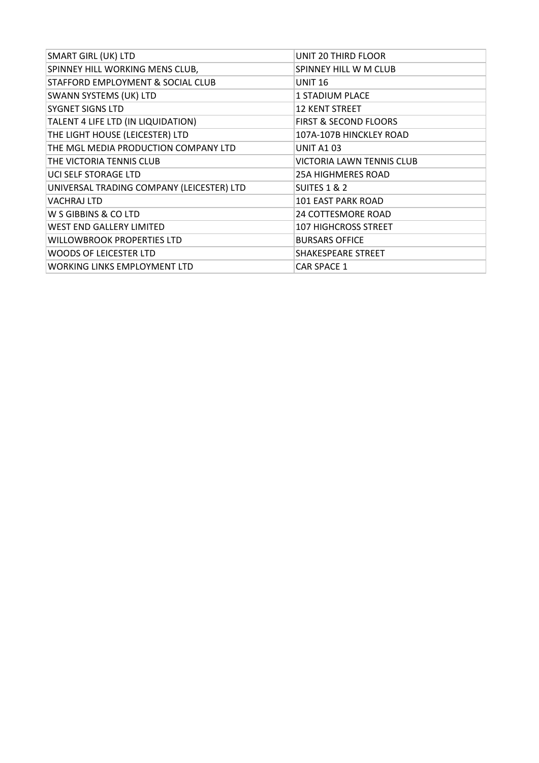| SMART GIRL (UK) LTD | UNIT 20 THIRD FLOOR |
|---|---|
| SPINNEY HILL WORKING MENS CLUB, | SPINNEY HILL W M CLUB |
| STAFFORD EMPLOYMENT & SOCIAL CLUB | UNIT 16 |
| SWANN SYSTEMS (UK) LTD | 1 STADIUM PLACE |
| SYGNET SIGNS LTD | 12 KENT STREET |
| TALENT 4 LIFE LTD (IN LIQUIDATION) | FIRST & SECOND FLOORS |
| THE LIGHT HOUSE (LEICESTER) LTD | 107A-107B HINCKLEY ROAD |
| THE MGL MEDIA PRODUCTION COMPANY LTD | UNIT A1 03 |
| THE VICTORIA TENNIS CLUB | VICTORIA LAWN TENNIS CLUB |
| UCI SELF STORAGE LTD | 25A HIGHMERES ROAD |
| UNIVERSAL TRADING COMPANY (LEICESTER) LTD | SUITES 1 & 2 |
| VACHRAJ LTD | 101 EAST PARK ROAD |
| W S GIBBINS & CO LTD | 24 COTTESMORE ROAD |
| WEST END GALLERY LIMITED | 107 HIGHCROSS STREET |
| WILLOWBROOK PROPERTIES LTD | BURSARS OFFICE |
| WOODS OF LEICESTER LTD | SHAKESPEARE STREET |
| WORKING LINKS EMPLOYMENT LTD | CAR SPACE 1 |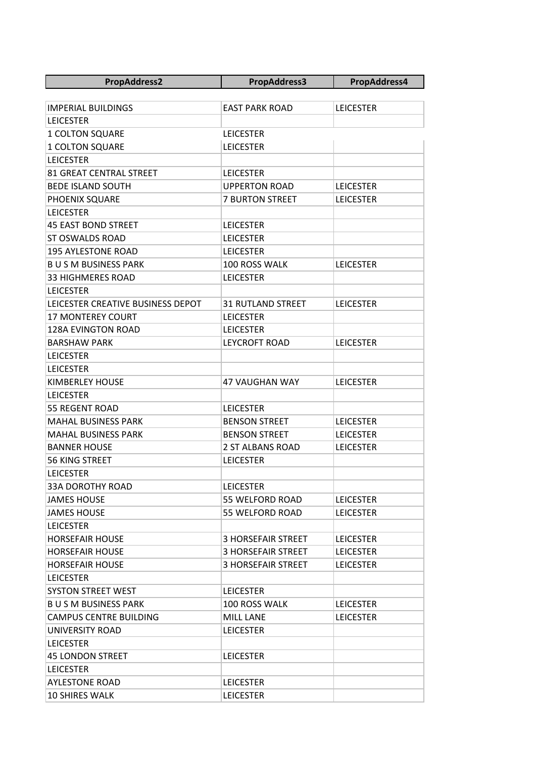| PropAddress2 | PropAddress3 | PropAddress4 |
|---|---|---|
| IMPERIAL BUILDINGS | EAST PARK ROAD | LEICESTER |
| LEICESTER | | |
| 1 COLTON SQUARE | LEICESTER | |
| 1 COLTON SQUARE | LEICESTER | |
| LEICESTER | | |
| 81 GREAT CENTRAL STREET | LEICESTER | |
| BEDE ISLAND SOUTH | UPPERTON ROAD | LEICESTER |
| PHOENIX SQUARE | 7 BURTON STREET | LEICESTER |
| LEICESTER | | |
| 45 EAST BOND STREET | LEICESTER | |
| ST OSWALDS ROAD | LEICESTER | |
| 195 AYLESTONE ROAD | LEICESTER | |
| B U S M BUSINESS PARK | 100 ROSS WALK | LEICESTER |
| 33 HIGHMERES ROAD | LEICESTER | |
| LEICESTER | | |
| LEICESTER CREATIVE BUSINESS DEPOT | 31 RUTLAND STREET | LEICESTER |
| 17 MONTEREY COURT | LEICESTER | |
| 128A EVINGTON ROAD | LEICESTER | |
| BARSHAW PARK | LEYCROFT ROAD | LEICESTER |
| LEICESTER | | |
| LEICESTER | | |
| KIMBERLEY HOUSE | 47 VAUGHAN WAY | LEICESTER |
| LEICESTER | | |
| 55 REGENT ROAD | LEICESTER | |
| MAHAL BUSINESS PARK | BENSON STREET | LEICESTER |
| MAHAL BUSINESS PARK | BENSON STREET | LEICESTER |
| BANNER HOUSE | 2 ST ALBANS ROAD | LEICESTER |
| 56 KING STREET | LEICESTER | |
| LEICESTER | | |
| 33A DOROTHY ROAD | LEICESTER | |
| JAMES HOUSE | 55 WELFORD ROAD | LEICESTER |
| JAMES HOUSE | 55 WELFORD ROAD | LEICESTER |
| LEICESTER | | |
| HORSEFAIR HOUSE | 3 HORSEFAIR STREET | LEICESTER |
| HORSEFAIR HOUSE | 3 HORSEFAIR STREET | LEICESTER |
| HORSEFAIR HOUSE | 3 HORSEFAIR STREET | LEICESTER |
| LEICESTER | | |
| SYSTON STREET WEST | LEICESTER | |
| B U S M BUSINESS PARK | 100 ROSS WALK | LEICESTER |
| CAMPUS CENTRE BUILDING | MILL LANE | LEICESTER |
| UNIVERSITY ROAD | LEICESTER | |
| LEICESTER | | |
| 45 LONDON STREET | LEICESTER | |
| LEICESTER | | |
| AYLESTONE ROAD | LEICESTER | |
| 10 SHIRES WALK | LEICESTER | |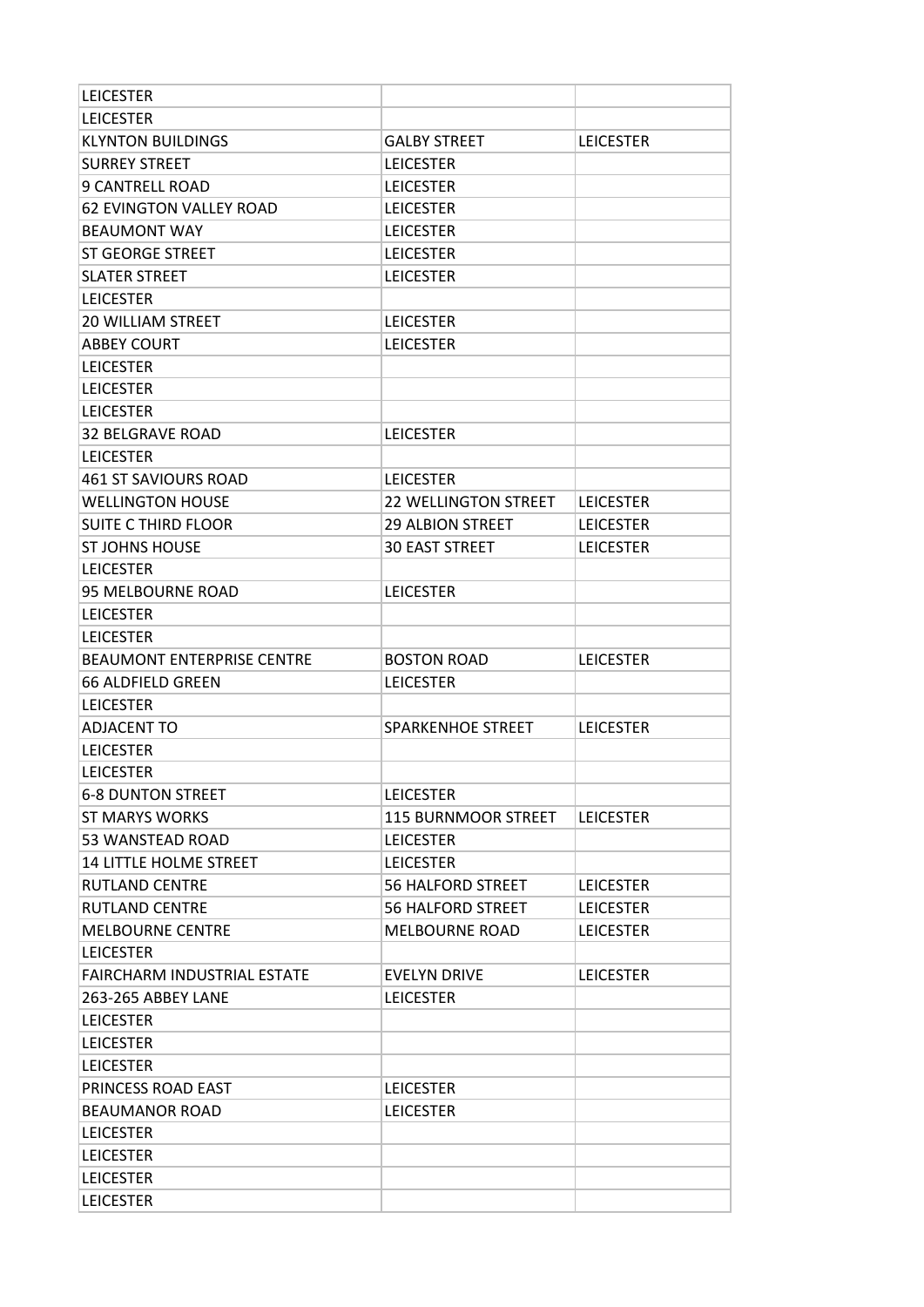| | | |
|---|---|---|
| LEICESTER | | |
| LEICESTER | | |
| KLYNTON BUILDINGS | GALBY STREET | LEICESTER |
| SURREY STREET | LEICESTER | |
| 9 CANTRELL ROAD | LEICESTER | |
| 62 EVINGTON VALLEY ROAD | LEICESTER | |
| BEAUMONT WAY | LEICESTER | |
| ST GEORGE STREET | LEICESTER | |
| SLATER STREET | LEICESTER | |
| LEICESTER | | |
| 20 WILLIAM STREET | LEICESTER | |
| ABBEY COURT | LEICESTER | |
| LEICESTER | | |
| LEICESTER | | |
| LEICESTER | | |
| 32 BELGRAVE ROAD | LEICESTER | |
| LEICESTER | | |
| 461 ST SAVIOURS ROAD | LEICESTER | |
| WELLINGTON HOUSE | 22 WELLINGTON STREET | LEICESTER |
| SUITE C THIRD FLOOR | 29 ALBION STREET | LEICESTER |
| ST JOHNS HOUSE | 30 EAST STREET | LEICESTER |
| LEICESTER | | |
| 95 MELBOURNE ROAD | LEICESTER | |
| LEICESTER | | |
| LEICESTER | | |
| BEAUMONT ENTERPRISE CENTRE | BOSTON ROAD | LEICESTER |
| 66 ALDFIELD GREEN | LEICESTER | |
| LEICESTER | | |
| ADJACENT TO | SPARKENHOE STREET | LEICESTER |
| LEICESTER | | |
| LEICESTER | | |
| 6-8 DUNTON STREET | LEICESTER | |
| ST MARYS WORKS | 115 BURNMOOR STREET | LEICESTER |
| 53 WANSTEAD ROAD | LEICESTER | |
| 14 LITTLE HOLME STREET | LEICESTER | |
| RUTLAND CENTRE | 56 HALFORD STREET | LEICESTER |
| RUTLAND CENTRE | 56 HALFORD STREET | LEICESTER |
| MELBOURNE CENTRE | MELBOURNE ROAD | LEICESTER |
| LEICESTER | | |
| FAIRCHARM INDUSTRIAL ESTATE | EVELYN DRIVE | LEICESTER |
| 263-265 ABBEY LANE | LEICESTER | |
| LEICESTER | | |
| LEICESTER | | |
| LEICESTER | | |
| PRINCESS ROAD EAST | LEICESTER | |
| BEAUMANOR ROAD | LEICESTER | |
| LEICESTER | | |
| LEICESTER | | |
| LEICESTER | | |
| LEICESTER | | |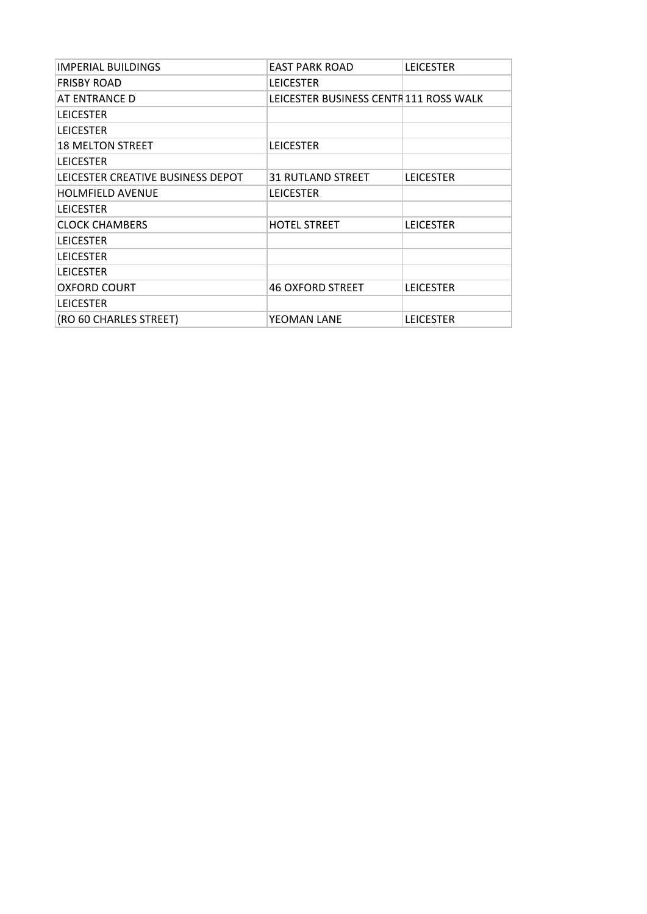| | | |
|---|---|---|
| IMPERIAL BUILDINGS | EAST PARK ROAD | LEICESTER |
| FRISBY ROAD | LEICESTER | |
| AT ENTRANCE D | LEICESTER BUSINESS CENTR | 111 ROSS WALK |
| LEICESTER | | |
| LEICESTER | | |
| 18 MELTON STREET | LEICESTER | |
| LEICESTER | | |
| LEICESTER CREATIVE BUSINESS DEPOT | 31 RUTLAND STREET | LEICESTER |
| HOLMFIELD AVENUE | LEICESTER | |
| LEICESTER | | |
| CLOCK CHAMBERS | HOTEL STREET | LEICESTER |
| LEICESTER | | |
| LEICESTER | | |
| LEICESTER | | |
| OXFORD COURT | 46 OXFORD STREET | LEICESTER |
| LEICESTER | | |
| (RO 60 CHARLES STREET) | YEOMAN LANE | LEICESTER |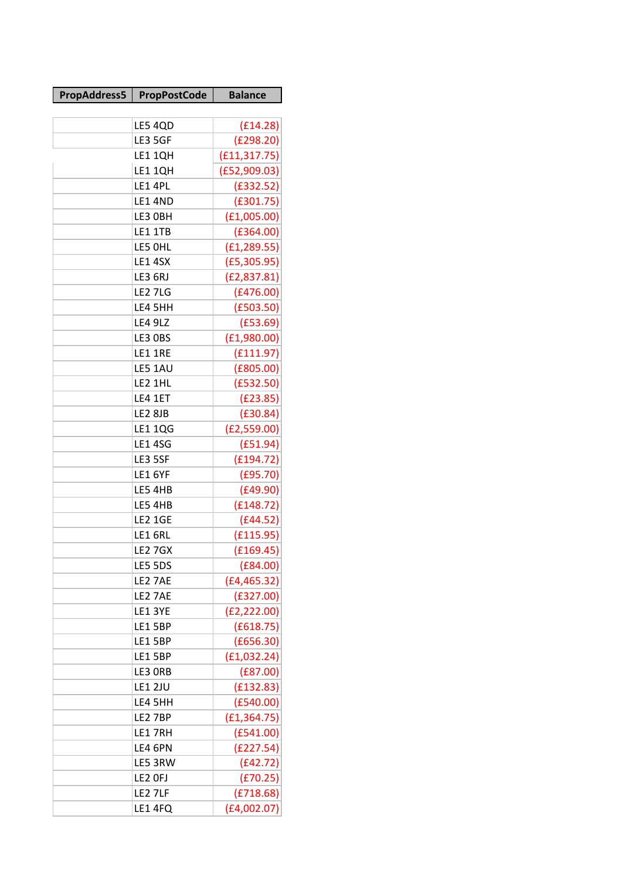| PropAddress5 | PropPostCode | Balance |
|---|---|---|
| | LE5 4QD | (£14.28) |
| | LE3 5GF | (£298.20) |
| | LE1 1QH | (£11,317.75) |
| | LE1 1QH | (£52,909.03) |
| | LE1 4PL | (£332.52) |
| | LE1 4ND | (£301.75) |
| | LE3 0BH | (£1,005.00) |
| | LE1 1TB | (£364.00) |
| | LE5 0HL | (£1,289.55) |
| | LE1 4SX | (£5,305.95) |
| | LE3 6RJ | (£2,837.81) |
| | LE2 7LG | (£476.00) |
| | LE4 5HH | (£503.50) |
| | LE4 9LZ | (£53.69) |
| | LE3 0BS | (£1,980.00) |
| | LE1 1RE | (£111.97) |
| | LE5 1AU | (£805.00) |
| | LE2 1HL | (£532.50) |
| | LE4 1ET | (£23.85) |
| | LE2 8JB | (£30.84) |
| | LE1 1QG | (£2,559.00) |
| | LE1 4SG | (£51.94) |
| | LE3 5SF | (£194.72) |
| | LE1 6YF | (£95.70) |
| | LE5 4HB | (£49.90) |
| | LE5 4HB | (£148.72) |
| | LE2 1GE | (£44.52) |
| | LE1 6RL | (£115.95) |
| | LE2 7GX | (£169.45) |
| | LE5 5DS | (£84.00) |
| | LE2 7AE | (£4,465.32) |
| | LE2 7AE | (£327.00) |
| | LE1 3YE | (£2,222.00) |
| | LE1 5BP | (£618.75) |
| | LE1 5BP | (£656.30) |
| | LE1 5BP | (£1,032.24) |
| | LE3 0RB | (£87.00) |
| | LE1 2JU | (£132.83) |
| | LE4 5HH | (£540.00) |
| | LE2 7BP | (£1,364.75) |
| | LE1 7RH | (£541.00) |
| | LE4 6PN | (£227.54) |
| | LE5 3RW | (£42.72) |
| | LE2 0FJ | (£70.25) |
| | LE2 7LF | (£718.68) |
| | LE1 4FQ | (£4,002.07) |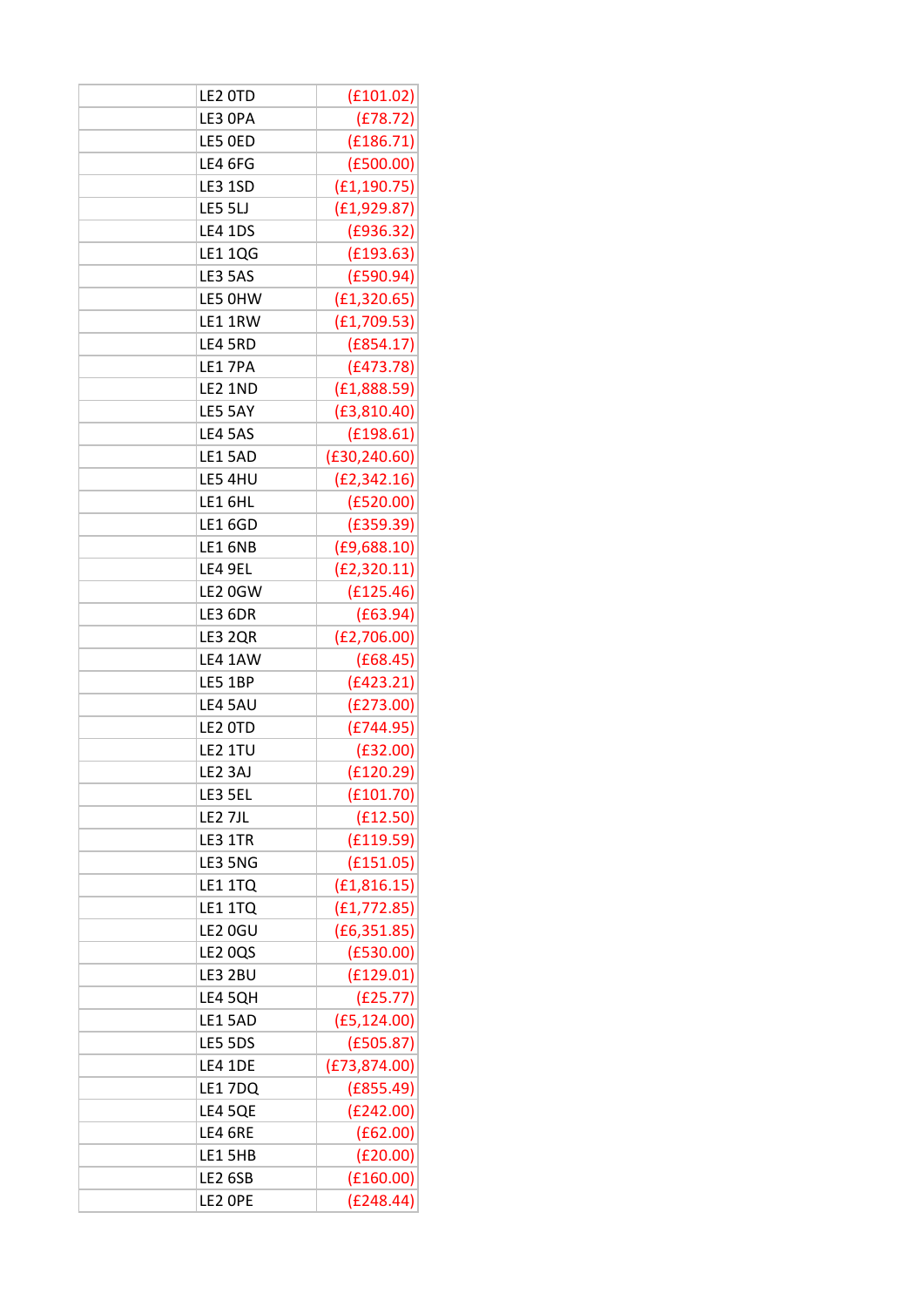| | | |
|---|---|---|
| | LE2 0TD | (£101.02) |
| | LE3 0PA | (£78.72) |
| | LE5 0ED | (£186.71) |
| | LE4 6FG | (£500.00) |
| | LE3 1SD | (£1,190.75) |
| | LE5 5LJ | (£1,929.87) |
| | LE4 1DS | (£936.32) |
| | LE1 1QG | (£193.63) |
| | LE3 5AS | (£590.94) |
| | LE5 0HW | (£1,320.65) |
| | LE1 1RW | (£1,709.53) |
| | LE4 5RD | (£854.17) |
| | LE1 7PA | (£473.78) |
| | LE2 1ND | (£1,888.59) |
| | LE5 5AY | (£3,810.40) |
| | LE4 5AS | (£198.61) |
| | LE1 5AD | (£30,240.60) |
| | LE5 4HU | (£2,342.16) |
| | LE1 6HL | (£520.00) |
| | LE1 6GD | (£359.39) |
| | LE1 6NB | (£9,688.10) |
| | LE4 9EL | (£2,320.11) |
| | LE2 0GW | (£125.46) |
| | LE3 6DR | (£63.94) |
| | LE3 2QR | (£2,706.00) |
| | LE4 1AW | (£68.45) |
| | LE5 1BP | (£423.21) |
| | LE4 5AU | (£273.00) |
| | LE2 0TD | (£744.95) |
| | LE2 1TU | (£32.00) |
| | LE2 3AJ | (£120.29) |
| | LE3 5EL | (£101.70) |
| | LE2 7JL | (£12.50) |
| | LE3 1TR | (£119.59) |
| | LE3 5NG | (£151.05) |
| | LE1 1TQ | (£1,816.15) |
| | LE1 1TQ | (£1,772.85) |
| | LE2 0GU | (£6,351.85) |
| | LE2 0QS | (£530.00) |
| | LE3 2BU | (£129.01) |
| | LE4 5QH | (£25.77) |
| | LE1 5AD | (£5,124.00) |
| | LE5 5DS | (£505.87) |
| | LE4 1DE | (£73,874.00) |
| | LE1 7DQ | (£855.49) |
| | LE4 5QE | (£242.00) |
| | LE4 6RE | (£62.00) |
| | LE1 5HB | (£20.00) |
| | LE2 6SB | (£160.00) |
| | LE2 0PE | (£248.44) |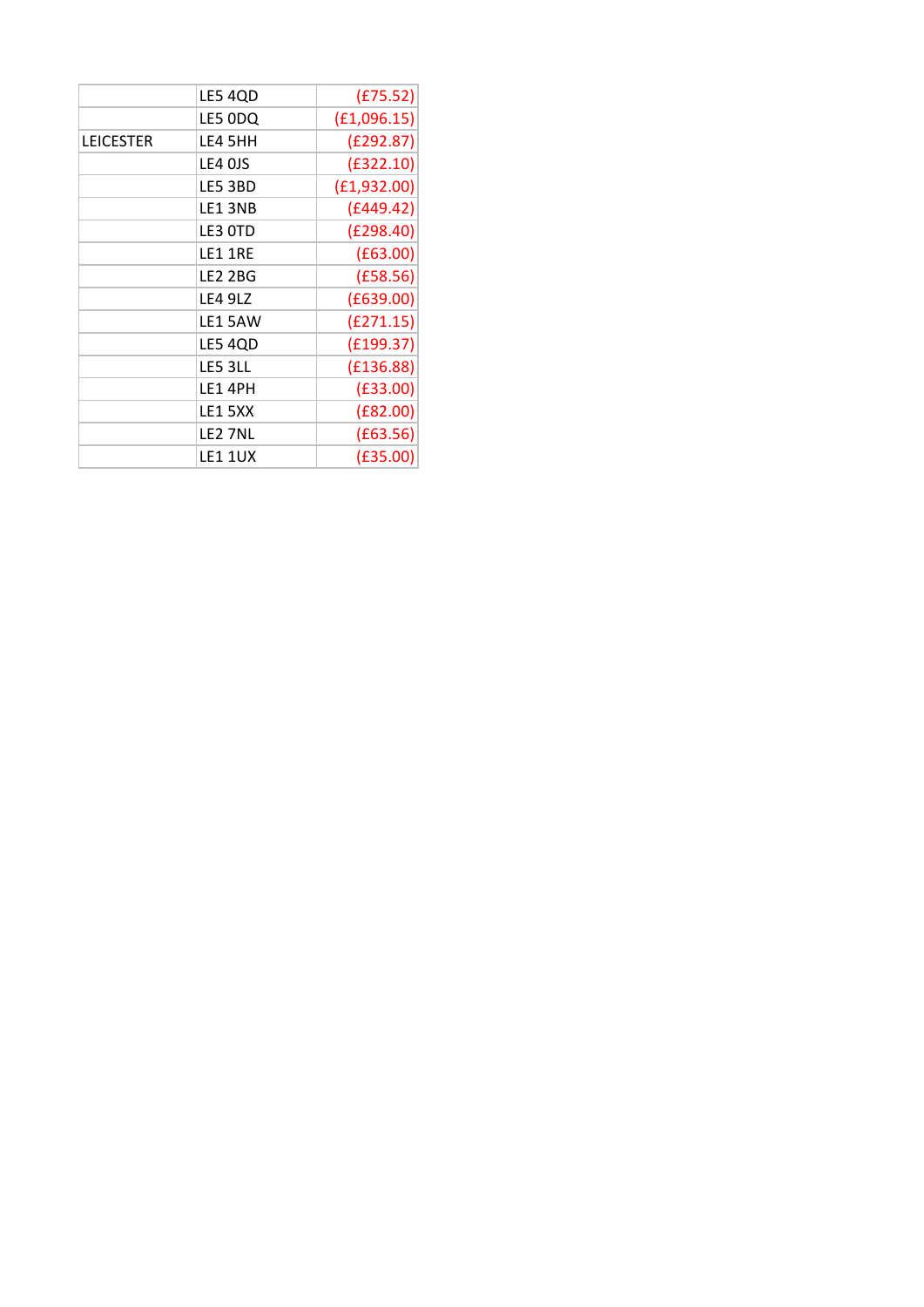| | | |
|---|---|---|
| | LE5 4QD | (£75.52) |
| | LE5 0DQ | (£1,096.15) |
| LEICESTER | LE4 5HH | (£292.87) |
| | LE4 0JS | (£322.10) |
| | LE5 3BD | (£1,932.00) |
| | LE1 3NB | (£449.42) |
| | LE3 0TD | (£298.40) |
| | LE1 1RE | (£63.00) |
| | LE2 2BG | (£58.56) |
| | LE4 9LZ | (£639.00) |
| | LE1 5AW | (£271.15) |
| | LE5 4QD | (£199.37) |
| | LE5 3LL | (£136.88) |
| | LE1 4PH | (£33.00) |
| | LE1 5XX | (£82.00) |
| | LE2 7NL | (£63.56) |
| | LE1 1UX | (£35.00) |